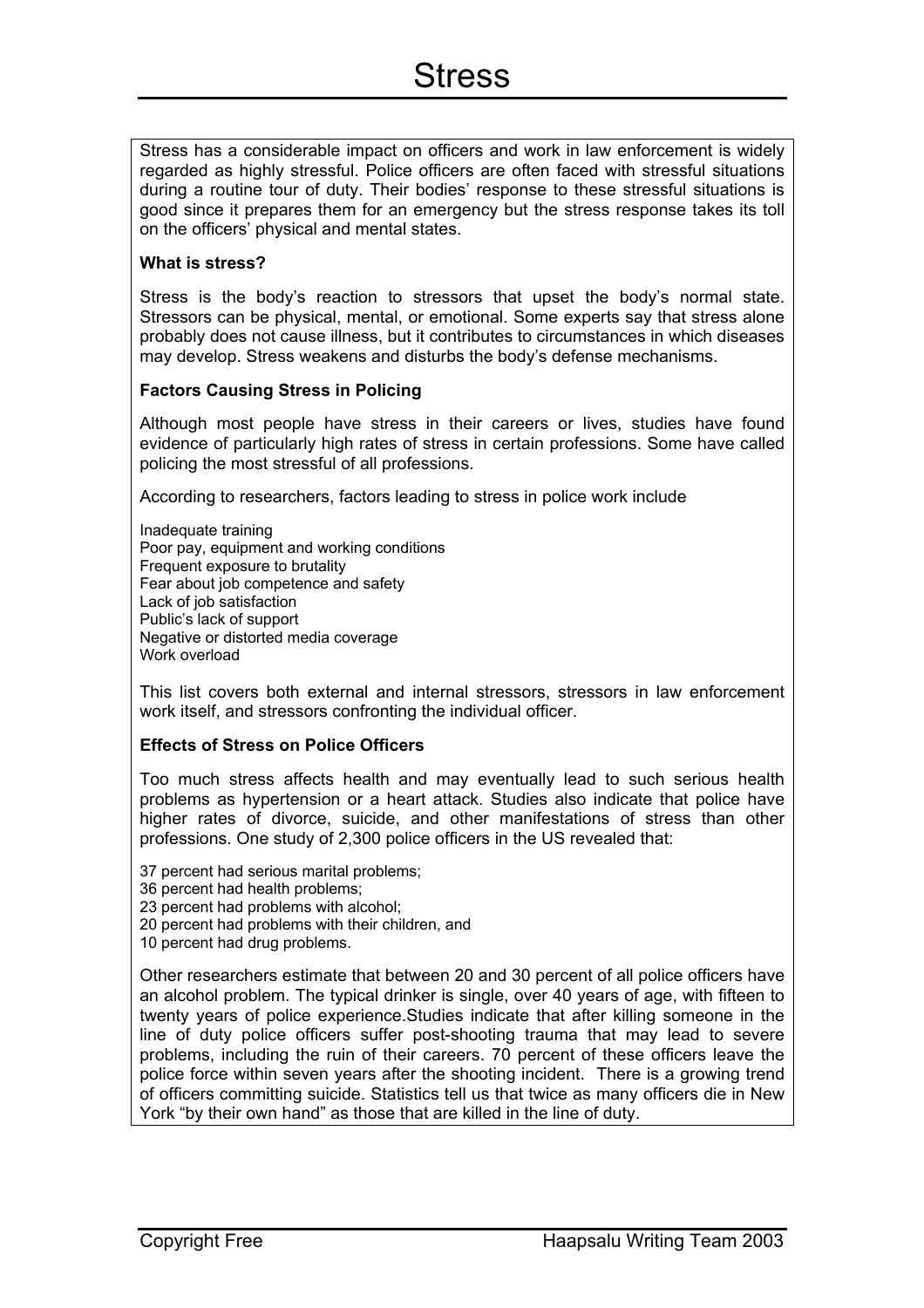# Stress

Stress has a considerable impact on officers and work in law enforcement is widely regarded as highly stressful. Police officers are often faced with stressful situations during a routine tour of duty. Their bodies' response to these stressful situations is good since it prepares them for an emergency but the stress response takes its toll on the officers' physical and mental states.

**What is stress?**

Stress is the body's reaction to stressors that upset the body's normal state. Stressors can be physical, mental, or emotional. Some experts say that stress alone probably does not cause illness, but it contributes to circumstances in which diseases may develop. Stress weakens and disturbs the body's defense mechanisms.

**Factors Causing Stress in Policing**

Although most people have stress in their careers or lives, studies have found evidence of particularly high rates of stress in certain professions. Some have called policing the most stressful of all professions.

According to researchers, factors leading to stress in police work include

Inadequate training
Poor pay, equipment and working conditions
Frequent exposure to brutality
Fear about job competence and safety
Lack of job satisfaction
Public's lack of support
Negative or distorted media coverage
Work overload

This list covers both external and internal stressors, stressors in law enforcement work itself, and stressors confronting the individual officer.

**Effects of Stress on Police Officers**

Too much stress affects health and may eventually lead to such serious health problems as hypertension or a heart attack. Studies also indicate that police have higher rates of divorce, suicide, and other manifestations of stress than other professions. One study of 2,300 police officers in the US revealed that:

37 percent had serious marital problems;
36 percent had health problems;
23 percent had problems with alcohol;
20 percent had problems with their children, and
10 percent had drug problems.

Other researchers estimate that between 20 and 30 percent of all police officers have an alcohol problem. The typical drinker is single, over 40 years of age, with fifteen to twenty years of police experience.Studies indicate that after killing someone in the line of duty police officers suffer post-shooting trauma that may lead to severe problems, including the ruin of their careers. 70 percent of these officers leave the police force within seven years after the shooting incident. There is a growing trend of officers committing suicide. Statistics tell us that twice as many officers die in New York "by their own hand" as those that are killed in the line of duty.

Copyright Free Haapsalu Writing Team 2003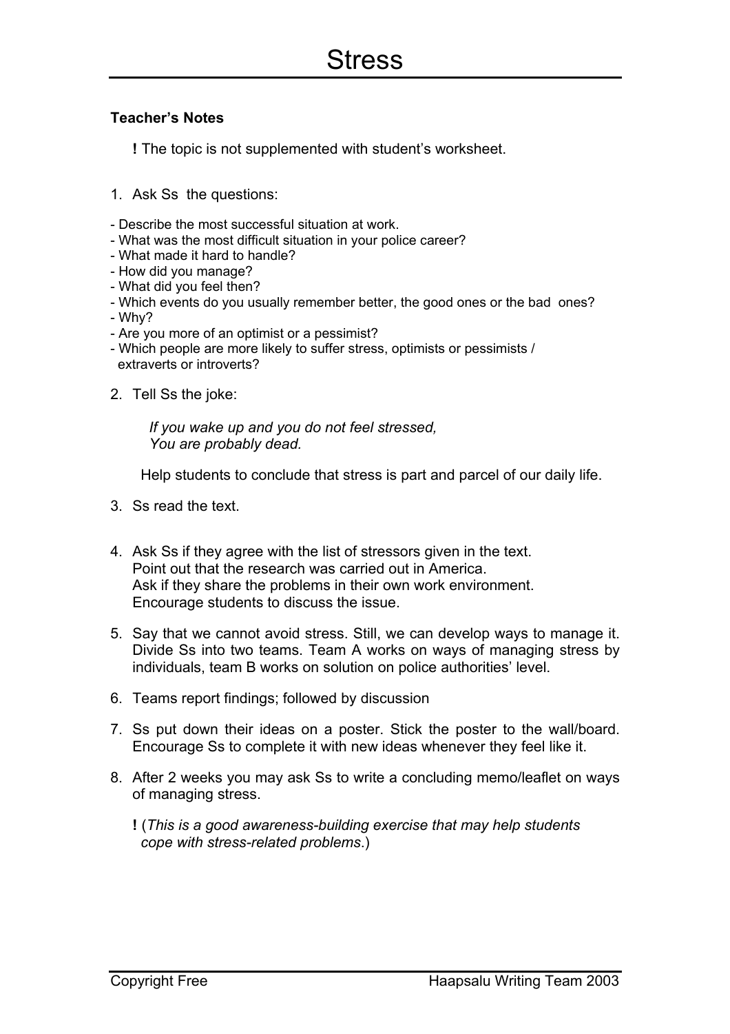# Stress

**Teacher's Notes**

**!** The topic is not supplemented with student's worksheet.

1. Ask Ss the questions:

- Describe the most successful situation at work.
- What was the most difficult situation in your police career?
- What made it hard to handle?
- How did you manage?
- What did you feel then?
- Which events do you usually remember better, the good ones or the bad ones?
- Why?
- Are you more of an optimist or a pessimist?
- Which people are more likely to suffer stress, optimists or pessimists / extraverts or introverts?

2. Tell Ss the joke:

   *If you wake up and you do not feel stressed,*
   *You are probably dead.*

   Help students to conclude that stress is part and parcel of our daily life.

3. Ss read the text.

4. Ask Ss if they agree with the list of stressors given in the text.
   Point out that the research was carried out in America.
   Ask if they share the problems in their own work environment.
   Encourage students to discuss the issue.

5. Say that we cannot avoid stress. Still, we can develop ways to manage it. Divide Ss into two teams. Team A works on ways of managing stress by individuals, team B works on solution on police authorities' level.

6. Teams report findings; followed by discussion

7. Ss put down their ideas on a poster. Stick the poster to the wall/board. Encourage Ss to complete it with new ideas whenever they feel like it.

8. After 2 weeks you may ask Ss to write a concluding memo/leaflet on ways of managing stress.

   **!** (*This is a good awareness-building exercise that may help students cope with stress-related problems*.)

Copyright Free  Haapsalu Writing Team 2003